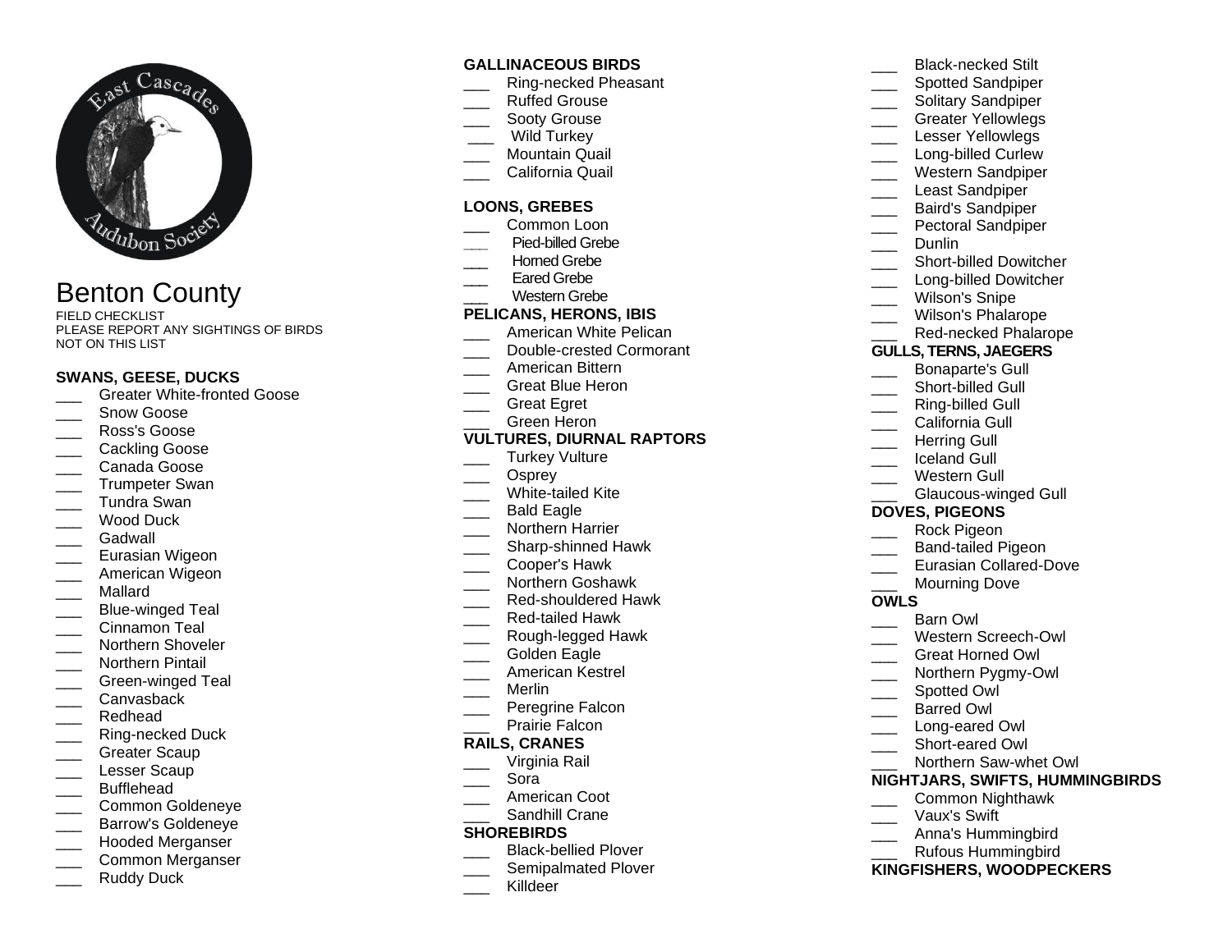# Benton County

FIELD CHECKLIST
PLEASE REPORT ANY SIGHTINGS OF BIRDS NOT ON THIS LIST

## SWANS, GEESE, DUCKS

- ___ Greater White-fronted Goose
- ___ Snow Goose
- ___ Ross's Goose
- ___ Cackling Goose
- ___ Canada Goose
- ___ Trumpeter Swan
- ___ Tundra Swan
- ___ Wood Duck
- ___ Gadwall
- ___ Eurasian Wigeon
- ___ American Wigeon
- ___ Mallard
- ___ Blue-winged Teal
- ___ Cinnamon Teal
- ___ Northern Shoveler
- ___ Northern Pintail
- ___ Green-winged Teal
- ___ Canvasback
- ___ Redhead
- ___ Ring-necked Duck
- ___ Greater Scaup
- ___ Lesser Scaup
- ___ Bufflehead
- ___ Common Goldeneye
- ___ Barrow's Goldeneye
- ___ Hooded Merganser
- ___ Common Merganser
- ___ Ruddy Duck

## GALLINACEOUS BIRDS

- ___ Ring-necked Pheasant
- ___ Ruffed Grouse
- ___ Sooty Grouse
- ___ Wild Turkey
- ___ Mountain Quail
- ___ California Quail

## LOONS, GREBES

- ___ Common Loon
- ___ Pied-billed Grebe
- ___ Horned Grebe
- ___ Eared Grebe
- ___ Western Grebe

## PELICANS, HERONS, IBIS

- ___ American White Pelican
- ___ Double-crested Cormorant
- ___ American Bittern
- ___ Great Blue Heron
- ___ Great Egret
- ___ Green Heron

## VULTURES, DIURNAL RAPTORS

- ___ Turkey Vulture
- ___ Osprey
- ___ White-tailed Kite
- ___ Bald Eagle
- ___ Northern Harrier
- ___ Sharp-shinned Hawk
- ___ Cooper's Hawk
- ___ Northern Goshawk
- ___ Red-shouldered Hawk
- ___ Red-tailed Hawk
- ___ Rough-legged Hawk
- ___ Golden Eagle
- ___ American Kestrel
- ___ Merlin
- ___ Peregrine Falcon
- ___ Prairie Falcon

## RAILS, CRANES

- ___ Virginia Rail
- ___ Sora
- ___ American Coot
- ___ Sandhill Crane

## SHOREBIRDS

- ___ Black-bellied Plover
- ___ Semipalmated Plover
- ___ Killdeer
- ___ Black-necked Stilt
- ___ Spotted Sandpiper
- ___ Solitary Sandpiper
- ___ Greater Yellowlegs
- ___ Lesser Yellowlegs
- ___ Long-billed Curlew
- ___ Western Sandpiper
- ___ Least Sandpiper
- ___ Baird's Sandpiper
- ___ Pectoral Sandpiper
- ___ Dunlin
- ___ Short-billed Dowitcher
- ___ Long-billed Dowitcher
- ___ Wilson's Snipe
- ___ Wilson's Phalarope
- ___ Red-necked Phalarope

## GULLS, TERNS, JAEGERS

- ___ Bonaparte's Gull
- ___ Short-billed Gull
- ___ Ring-billed Gull
- ___ California Gull
- ___ Herring Gull
- ___ Iceland Gull
- ___ Western Gull
- ___ Glaucous-winged Gull

## DOVES, PIGEONS

- ___ Rock Pigeon
- ___ Band-tailed Pigeon
- ___ Eurasian Collared-Dove
- ___ Mourning Dove

## OWLS

- ___ Barn Owl
- ___ Western Screech-Owl
- ___ Great Horned Owl
- ___ Northern Pygmy-Owl
- ___ Spotted Owl
- ___ Barred Owl
- ___ Long-eared Owl
- ___ Short-eared Owl
- ___ Northern Saw-whet Owl

## NIGHTJARS, SWIFTS, HUMMINGBIRDS

- ___ Common Nighthawk
- ___ Vaux's Swift
- ___ Anna's Hummingbird
- ___ Rufous Hummingbird

## KINGFISHERS, WOODPECKERS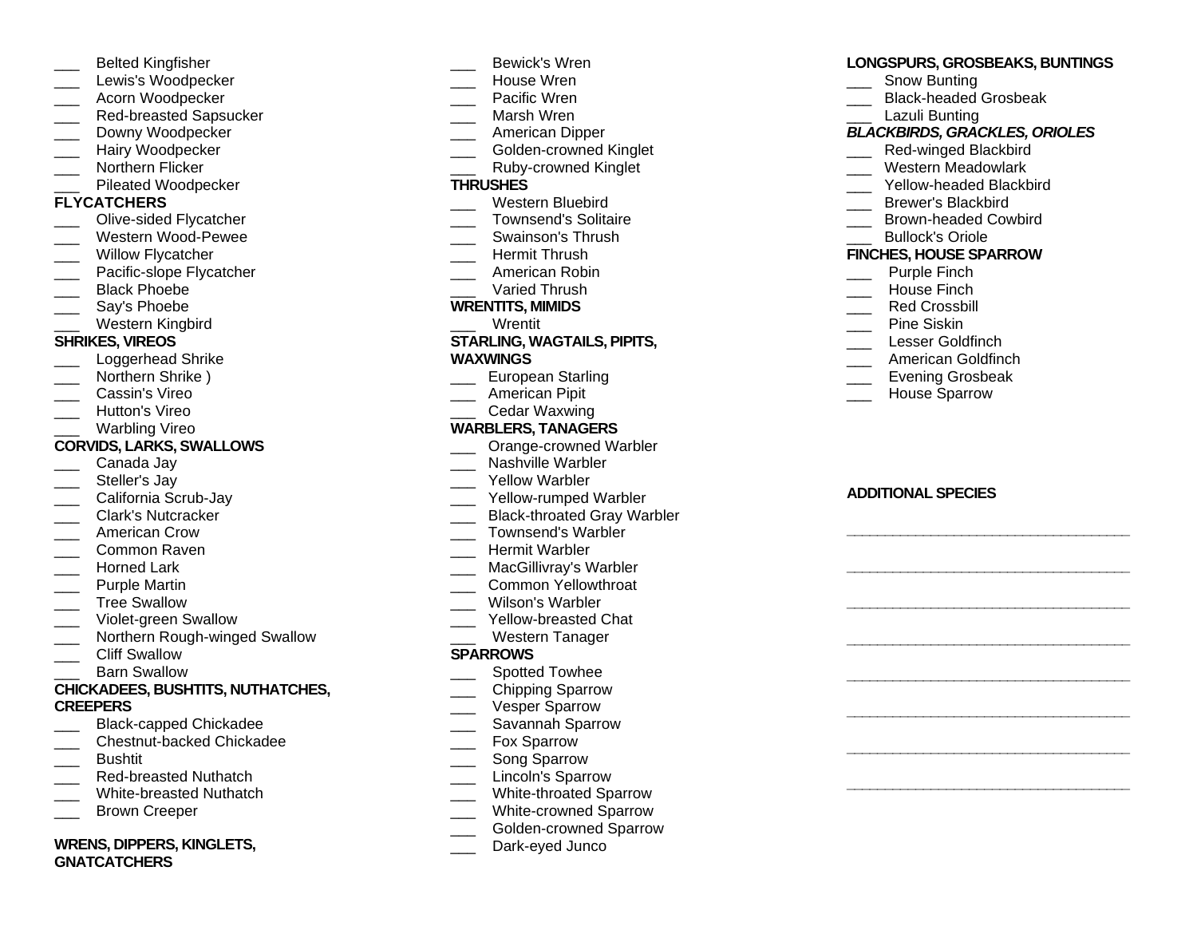- ___ Belted Kingfisher
- ___ Lewis's Woodpecker
- ___ Acorn Woodpecker
- ___ Red-breasted Sapsucker
- ___ Downy Woodpecker
- ___ Hairy Woodpecker
- ___ Northern Flicker
- ___ Pileated Woodpecker

**FLYCATCHERS**

- ___ Olive-sided Flycatcher
- ___ Western Wood-Pewee
- ___ Willow Flycatcher
- ___ Pacific-slope Flycatcher
- ___ Black Phoebe
- ___ Say's Phoebe
- ___ Western Kingbird

**SHRIKES, VIREOS**

- ___ Loggerhead Shrike
- ___ Northern Shrike )
- ___ Cassin's Vireo
- ___ Hutton's Vireo
- ___ Warbling Vireo

**CORVIDS, LARKS, SWALLOWS**

- ___ Canada Jay
- ___ Steller's Jay
- ___ California Scrub-Jay
- ___ Clark's Nutcracker
- ___ American Crow
- ___ Common Raven
- ___ Horned Lark
- ___ Purple Martin
- ___ Tree Swallow
- ___ Violet-green Swallow
- ___ Northern Rough-winged Swallow
- ___ Cliff Swallow
- ___ Barn Swallow

**CHICKADEES, BUSHTITS, NUTHATCHES, CREEPERS**

- ___ Black-capped Chickadee
- ___ Chestnut-backed Chickadee
- ___ Bushtit
- ___ Red-breasted Nuthatch
- ___ White-breasted Nuthatch
- ___ Brown Creeper

**WRENS, DIPPERS, KINGLETS, GNATCATCHERS**

- ___ Bewick's Wren
- ___ House Wren
- ___ Pacific Wren
- ___ Marsh Wren
- ___ American Dipper
- ___ Golden-crowned Kinglet
- ___ Ruby-crowned Kinglet

**THRUSHES**

- ___ Western Bluebird
- ___ Townsend's Solitaire
- ___ Swainson's Thrush
- ___ Hermit Thrush
- ___ American Robin
- ___ Varied Thrush

**WRENTITS, MIMIDS**

- ___ Wrentit

**STARLING, WAGTAILS, PIPITS, WAXWINGS**

- ___ European Starling
- ___ American Pipit
- ___ Cedar Waxwing

**WARBLERS, TANAGERS**

- ___ Orange-crowned Warbler
- ___ Nashville Warbler
- ___ Yellow Warbler
- ___ Yellow-rumped Warbler
- ___ Black-throated Gray Warbler
- ___ Townsend's Warbler
- ___ Hermit Warbler
- ___ MacGillivray's Warbler
- ___ Common Yellowthroat
- ___ Wilson's Warbler
- ___ Yellow-breasted Chat
- ___ Western Tanager

**SPARROWS**

- ___ Spotted Towhee
- ___ Chipping Sparrow
- ___ Vesper Sparrow
- ___ Savannah Sparrow
- ___ Fox Sparrow
- ___ Song Sparrow
- ___ Lincoln's Sparrow
- ___ White-throated Sparrow
- ___ White-crowned Sparrow
- ___ Golden-crowned Sparrow
- ___ Dark-eyed Junco

**LONGSPURS, GROSBEAKS, BUNTINGS**

- ___ Snow Bunting
- ___ Black-headed Grosbeak
- ___ Lazuli Bunting

***BLACKBIRDS, GRACKLES, ORIOLES***

- ___ Red-winged Blackbird
- ___ Western Meadowlark
- ___ Yellow-headed Blackbird
- ___ Brewer's Blackbird
- ___ Brown-headed Cowbird
- ___ Bullock's Oriole

**FINCHES, HOUSE SPARROW**

- ___ Purple Finch
- ___ House Finch
- ___ Red Crossbill
- ___ Pine Siskin
- ___ Lesser Goldfinch
- ___ American Goldfinch
- ___ Evening Grosbeak
- ___ House Sparrow

**ADDITIONAL SPECIES**

______________________________

______________________________

______________________________

______________________________

______________________________

______________________________

______________________________

______________________________